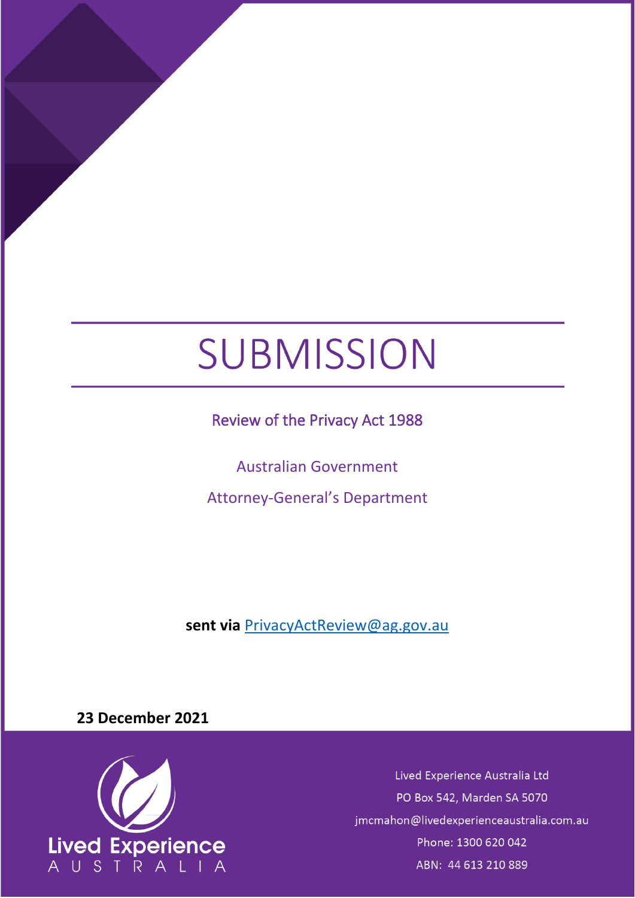# SUBMISSION

Review of the Privacy Act 1988

Australian Government

Attorney-General's Department

**sent via** [PrivacyActReview@ag.gov.au](mailto:PrivacyActReview@ag.gov.au)

**23 December 2021**

Lived Experience AUSTRALIA

Lived Experience Australia Ltd

PO Box 542, Marden SA 5070

jmcmahon@livedexperienceaustralia.com.au

Phone: 1300 620 042

ABN: 44 613 210 889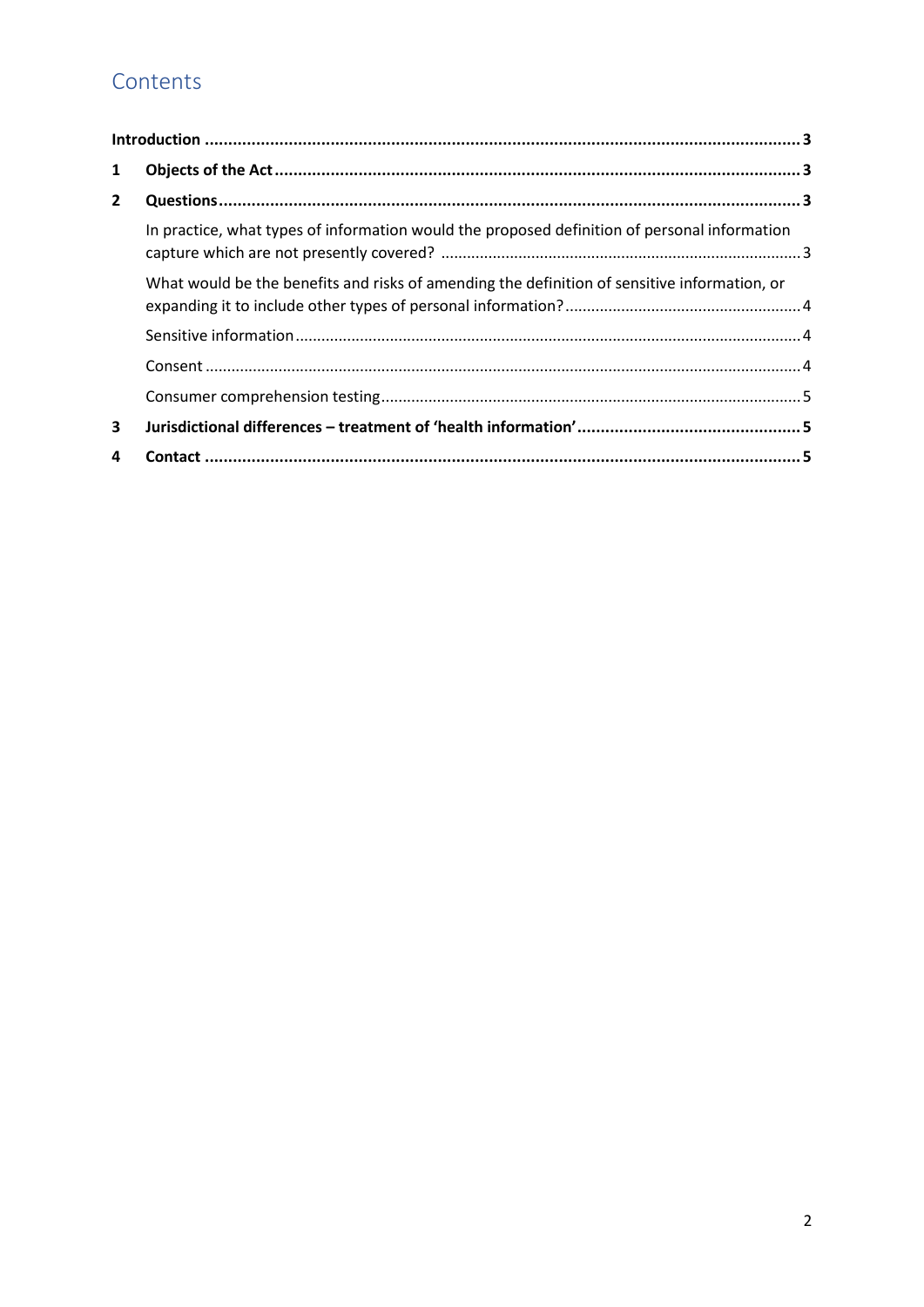# Contents

| | | |
|---|---|---|
| **Introduction** | | **3** |
| **1** | **Objects of the Act** | **3** |
| **2** | **Questions** | **3** |
| | In practice, what types of information would the proposed definition of personal information capture which are not presently covered? | 3 |
| | What would be the benefits and risks of amending the definition of sensitive information, or expanding it to include other types of personal information? | 4 |
| | Sensitive information | 4 |
| | Consent | 4 |
| | Consumer comprehension testing | 5 |
| **3** | **Jurisdictional differences – treatment of 'health information'** | **5** |
| **4** | **Contact** | **5** |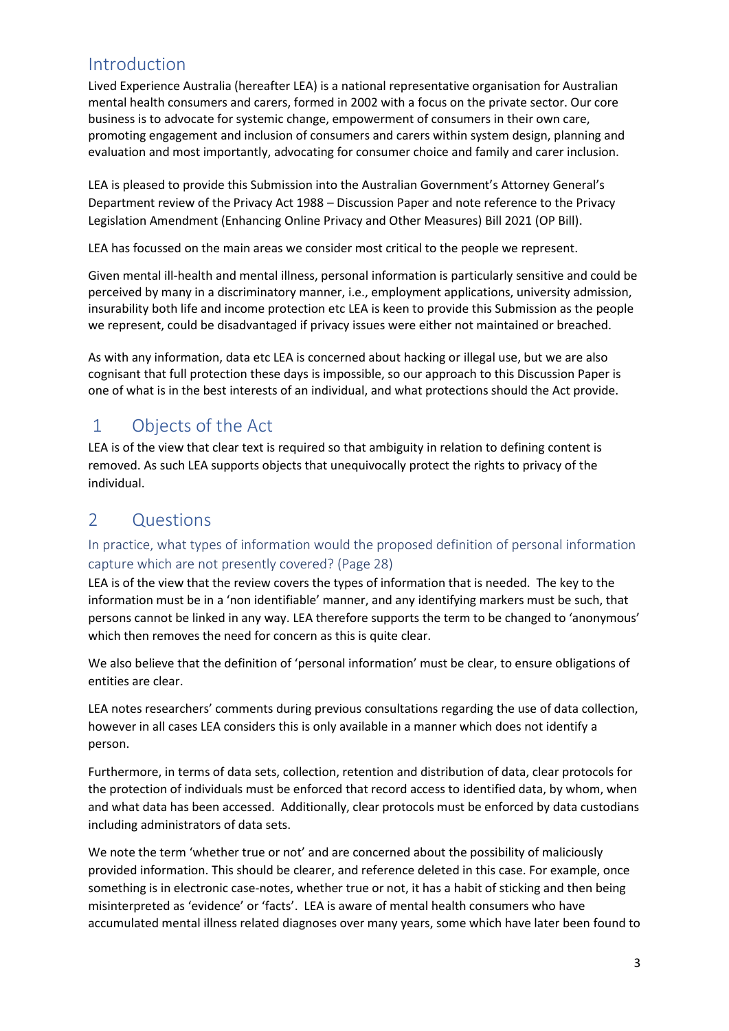## Introduction

Lived Experience Australia (hereafter LEA) is a national representative organisation for Australian mental health consumers and carers, formed in 2002 with a focus on the private sector. Our core business is to advocate for systemic change, empowerment of consumers in their own care, promoting engagement and inclusion of consumers and carers within system design, planning and evaluation and most importantly, advocating for consumer choice and family and carer inclusion.

LEA is pleased to provide this Submission into the Australian Government's Attorney General's Department review of the Privacy Act 1988 – Discussion Paper and note reference to the Privacy Legislation Amendment (Enhancing Online Privacy and Other Measures) Bill 2021 (OP Bill).

LEA has focussed on the main areas we consider most critical to the people we represent.

Given mental ill-health and mental illness, personal information is particularly sensitive and could be perceived by many in a discriminatory manner, i.e., employment applications, university admission, insurability both life and income protection etc LEA is keen to provide this Submission as the people we represent, could be disadvantaged if privacy issues were either not maintained or breached.

As with any information, data etc LEA is concerned about hacking or illegal use, but we are also cognisant that full protection these days is impossible, so our approach to this Discussion Paper is one of what is in the best interests of an individual, and what protections should the Act provide.

## 1 Objects of the Act

LEA is of the view that clear text is required so that ambiguity in relation to defining content is removed. As such LEA supports objects that unequivocally protect the rights to privacy of the individual.

## 2 Questions

### In practice, what types of information would the proposed definition of personal information capture which are not presently covered? (Page 28)

LEA is of the view that the review covers the types of information that is needed. The key to the information must be in a 'non identifiable' manner, and any identifying markers must be such, that persons cannot be linked in any way. LEA therefore supports the term to be changed to 'anonymous' which then removes the need for concern as this is quite clear.

We also believe that the definition of 'personal information' must be clear, to ensure obligations of entities are clear.

LEA notes researchers' comments during previous consultations regarding the use of data collection, however in all cases LEA considers this is only available in a manner which does not identify a person.

Furthermore, in terms of data sets, collection, retention and distribution of data, clear protocols for the protection of individuals must be enforced that record access to identified data, by whom, when and what data has been accessed. Additionally, clear protocols must be enforced by data custodians including administrators of data sets.

We note the term 'whether true or not' and are concerned about the possibility of maliciously provided information. This should be clearer, and reference deleted in this case. For example, once something is in electronic case-notes, whether true or not, it has a habit of sticking and then being misinterpreted as 'evidence' or 'facts'. LEA is aware of mental health consumers who have accumulated mental illness related diagnoses over many years, some which have later been found to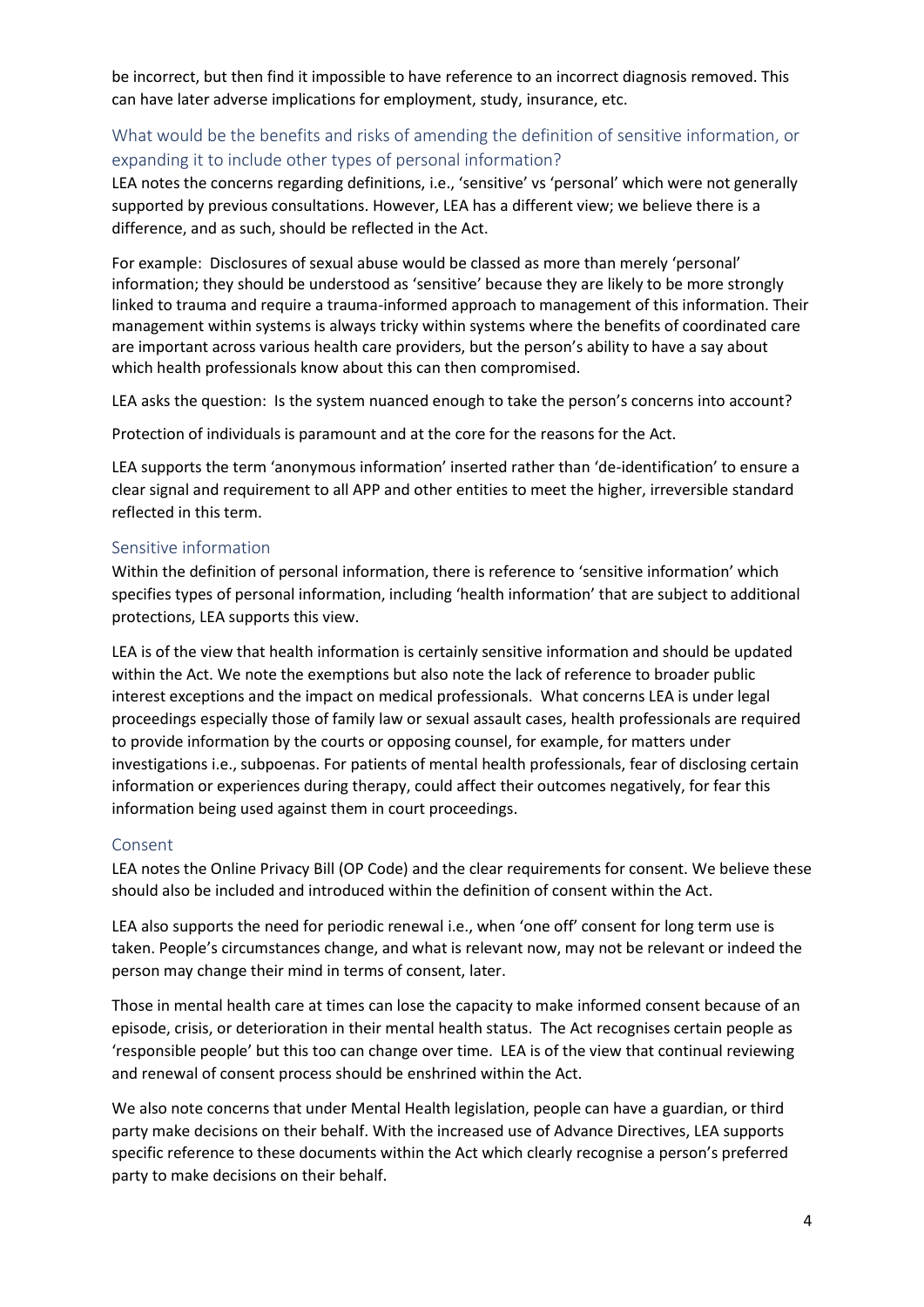be incorrect, but then find it impossible to have reference to an incorrect diagnosis removed. This can have later adverse implications for employment, study, insurance, etc.

## What would be the benefits and risks of amending the definition of sensitive information, or expanding it to include other types of personal information?

LEA notes the concerns regarding definitions, i.e., 'sensitive' vs 'personal' which were not generally supported by previous consultations. However, LEA has a different view; we believe there is a difference, and as such, should be reflected in the Act.

For example: Disclosures of sexual abuse would be classed as more than merely 'personal' information; they should be understood as 'sensitive' because they are likely to be more strongly linked to trauma and require a trauma-informed approach to management of this information. Their management within systems is always tricky within systems where the benefits of coordinated care are important across various health care providers, but the person's ability to have a say about which health professionals know about this can then compromised.

LEA asks the question: Is the system nuanced enough to take the person's concerns into account?

Protection of individuals is paramount and at the core for the reasons for the Act.

LEA supports the term 'anonymous information' inserted rather than 'de-identification' to ensure a clear signal and requirement to all APP and other entities to meet the higher, irreversible standard reflected in this term.

## Sensitive information

Within the definition of personal information, there is reference to 'sensitive information' which specifies types of personal information, including 'health information' that are subject to additional protections, LEA supports this view.

LEA is of the view that health information is certainly sensitive information and should be updated within the Act. We note the exemptions but also note the lack of reference to broader public interest exceptions and the impact on medical professionals. What concerns LEA is under legal proceedings especially those of family law or sexual assault cases, health professionals are required to provide information by the courts or opposing counsel, for example, for matters under investigations i.e., subpoenas. For patients of mental health professionals, fear of disclosing certain information or experiences during therapy, could affect their outcomes negatively, for fear this information being used against them in court proceedings.

## Consent

LEA notes the Online Privacy Bill (OP Code) and the clear requirements for consent. We believe these should also be included and introduced within the definition of consent within the Act.

LEA also supports the need for periodic renewal i.e., when 'one off' consent for long term use is taken. People's circumstances change, and what is relevant now, may not be relevant or indeed the person may change their mind in terms of consent, later.

Those in mental health care at times can lose the capacity to make informed consent because of an episode, crisis, or deterioration in their mental health status. The Act recognises certain people as 'responsible people' but this too can change over time. LEA is of the view that continual reviewing and renewal of consent process should be enshrined within the Act.

We also note concerns that under Mental Health legislation, people can have a guardian, or third party make decisions on their behalf. With the increased use of Advance Directives, LEA supports specific reference to these documents within the Act which clearly recognise a person's preferred party to make decisions on their behalf.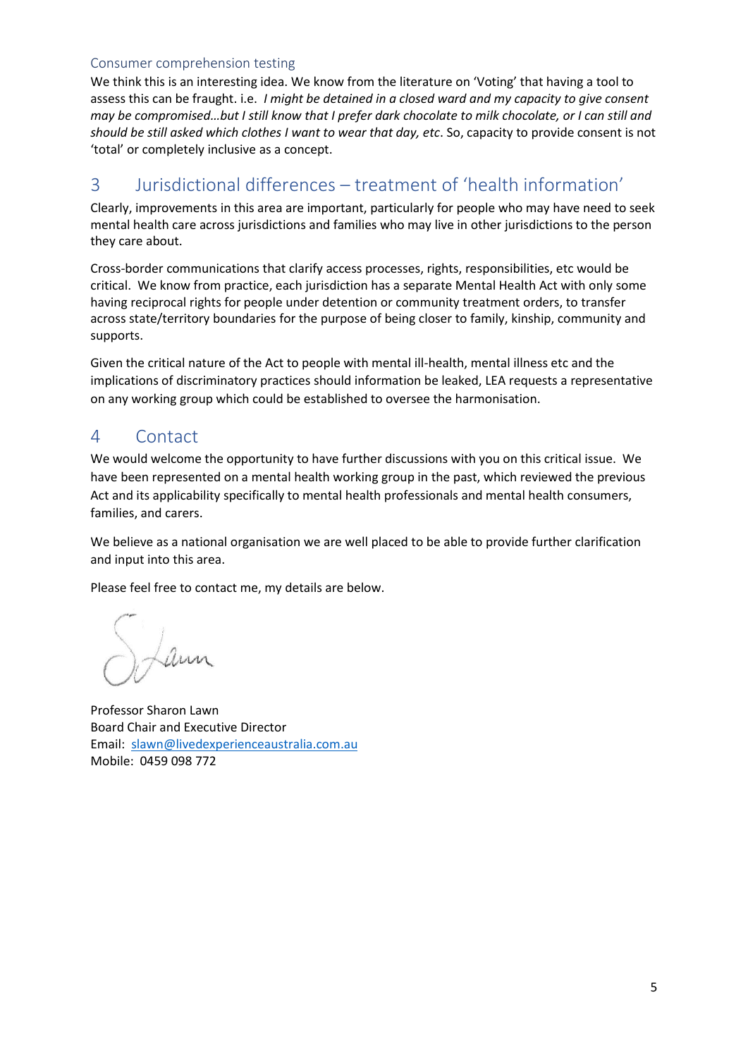### Consumer comprehension testing

We think this is an interesting idea. We know from the literature on 'Voting' that having a tool to assess this can be fraught. i.e. *I might be detained in a closed ward and my capacity to give consent may be compromised…but I still know that I prefer dark chocolate to milk chocolate, or I can still and should be still asked which clothes I want to wear that day, etc*. So, capacity to provide consent is not 'total' or completely inclusive as a concept.

## 3 Jurisdictional differences – treatment of 'health information'

Clearly, improvements in this area are important, particularly for people who may have need to seek mental health care across jurisdictions and families who may live in other jurisdictions to the person they care about.

Cross-border communications that clarify access processes, rights, responsibilities, etc would be critical. We know from practice, each jurisdiction has a separate Mental Health Act with only some having reciprocal rights for people under detention or community treatment orders, to transfer across state/territory boundaries for the purpose of being closer to family, kinship, community and supports.

Given the critical nature of the Act to people with mental ill-health, mental illness etc and the implications of discriminatory practices should information be leaked, LEA requests a representative on any working group which could be established to oversee the harmonisation.

## 4 Contact

We would welcome the opportunity to have further discussions with you on this critical issue. We have been represented on a mental health working group in the past, which reviewed the previous Act and its applicability specifically to mental health professionals and mental health consumers, families, and carers.

We believe as a national organisation we are well placed to be able to provide further clarification and input into this area.

Please feel free to contact me, my details are below.

Professor Sharon Lawn
Board Chair and Executive Director
Email: slawn@livedexperienceaustralia.com.au
Mobile: 0459 098 772